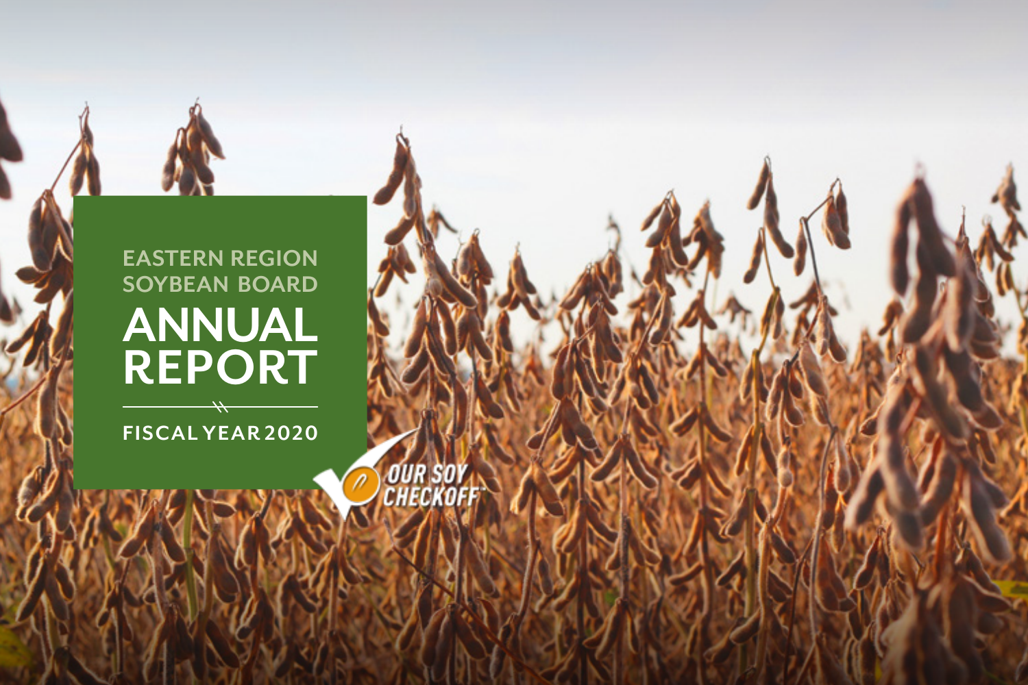# EASTERN REGION SOYBEAN BOARD

# ANNUAL REPORT

## FISCAL YEAR 2020

OUR SOY CHECKOFF™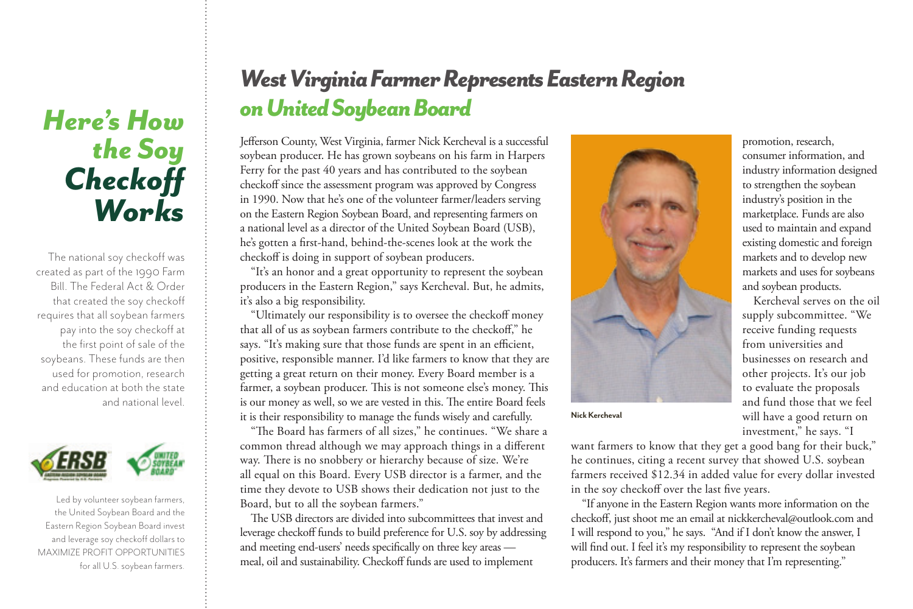## Here's How the Soy Checkoff Works

The national soy checkoff was created as part of the 1990 Farm Bill. The Federal Act & Order that created the soy checkoff requires that all soybean farmers pay into the soy checkoff at the first point of sale of the soybeans. These funds are then used for promotion, research and education at both the state and national level.

Led by volunteer soybean farmers, the United Soybean Board and the Eastern Region Soybean Board invest and leverage soy checkoff dollars to MAXIMIZE PROFIT OPPORTUNITIES for all U.S. soybean farmers.

# West Virginia Farmer Represents Eastern Region on United Soybean Board

Jefferson County, West Virginia, farmer Nick Kercheval is a successful soybean producer. He has grown soybeans on his farm in Harpers Ferry for the past 40 years and has contributed to the soybean checkoff since the assessment program was approved by Congress in 1990. Now that he's one of the volunteer farmer/leaders serving on the Eastern Region Soybean Board, and representing farmers on a national level as a director of the United Soybean Board (USB), he's gotten a first-hand, behind-the-scenes look at the work the checkoff is doing in support of soybean producers.

"It's an honor and a great opportunity to represent the soybean producers in the Eastern Region," says Kercheval. But, he admits, it's also a big responsibility.

"Ultimately our responsibility is to oversee the checkoff money that all of us as soybean farmers contribute to the checkoff," he says. "It's making sure that those funds are spent in an efficient, positive, responsible manner. I'd like farmers to know that they are getting a great return on their money. Every Board member is a farmer, a soybean producer. This is not someone else's money. This is our money as well, so we are vested in this. The entire Board feels it is their responsibility to manage the funds wisely and carefully.

"The Board has farmers of all sizes," he continues. "We share a common thread although we may approach things in a different way. There is no snobbery or hierarchy because of size. We're all equal on this Board. Every USB director is a farmer, and the time they devote to USB shows their dedication not just to the Board, but to all the soybean farmers."

The USB directors are divided into subcommittees that invest and leverage checkoff funds to build preference for U.S. soy by addressing and meeting end-users' needs specifically on three key areas — meal, oil and sustainability. Checkoff funds are used to implement promotion, research, consumer information, and industry information designed to strengthen the soybean industry's position in the marketplace. Funds are also used to maintain and expand existing domestic and foreign markets and to develop new markets and uses for soybeans and soybean products.

Nick Kercheval

Kercheval serves on the oil supply subcommittee. "We receive funding requests from universities and businesses on research and other projects. It's our job to evaluate the proposals and fund those that we feel will have a good return on investment," he says. "I want farmers to know that they get a good bang for their buck," he continues, citing a recent survey that showed U.S. soybean farmers received $12.34 in added value for every dollar invested in the soy checkoff over the last five years.

"If anyone in the Eastern Region wants more information on the checkoff, just shoot me an email at nickkercheval@outlook.com and I will respond to you," he says. "And if I don't know the answer, I will find out. I feel it's my responsibility to represent the soybean producers. It's farmers and their money that I'm representing."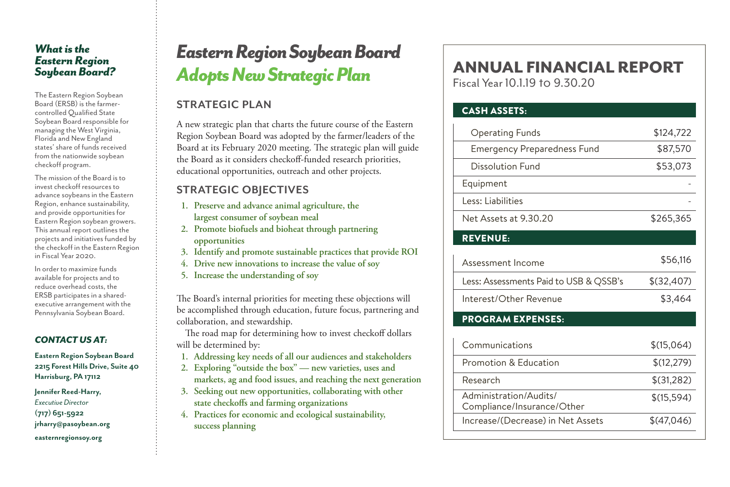### *What is the Eastern Region Soybean Board?*

The Eastern Region Soybean Board (ERSB) is the farmer-controlled Qualified State Soybean Board responsible for managing the West Virginia, Florida and New England states' share of funds received from the nationwide soybean checkoff program.

The mission of the Board is to invest checkoff resources to advance soybeans in the Eastern Region, enhance sustainability, and provide opportunities for Eastern Region soybean growers. This annual report outlines the projects and initiatives funded by the checkoff in the Eastern Region in Fiscal Year 2020.

In order to maximize funds available for projects and to reduce overhead costs, the ERSB participates in a shared-executive arrangement with the Pennsylvania Soybean Board.

### *CONTACT US AT:*

**Eastern Region Soybean Board**
**2215 Forest Hills Drive, Suite 40**
**Harrisburg, PA 17112**

**Jennifer Reed-Harry,**
*Executive Director*
**(717) 651-5922**
**jrharry@pasoybean.org**

**easternregionsoy.org**

# *Eastern Region Soybean Board Adopts New Strategic Plan*

## STRATEGIC PLAN

A new strategic plan that charts the future course of the Eastern Region Soybean Board was adopted by the farmer/leaders of the Board at its February 2020 meeting. The strategic plan will guide the Board as it considers checkoff-funded research priorities, educational opportunities, outreach and other projects.

## STRATEGIC OBJECTIVES

1. **Preserve and advance animal agriculture, the largest consumer of soybean meal**
2. **Promote biofuels and bioheat through partnering opportunities**
3. **Identify and promote sustainable practices that provide ROI**
4. **Drive new innovations to increase the value of soy**
5. **Increase the understanding of soy**

The Board's internal priorities for meeting these objections will be accomplished through education, future focus, partnering and collaboration, and stewardship.

The road map for determining how to invest checkoff dollars will be determined by:

1. **Addressing key needs of all our audiences and stakeholders**
2. **Exploring "outside the box" — new varieties, uses and markets, ag and food issues, and reaching the next generation**
3. **Seeking out new opportunities, collaborating with other state checkoffs and farming organizations**
4. **Practices for economic and ecological sustainability, success planning**

## ANNUAL FINANCIAL REPORT

Fiscal Year 10.1.19 to 9.30.20

| **CASH ASSETS:** | |
|---|---|
| Operating Funds | $124,722 |
| Emergency Preparedness Fund | $87,570 |
| Dissolution Fund | $53,073 |
| Equipment | - |
| Less: Liabilities | - |
| Net Assets at 9.30.20 | $265,365 |
| **REVENUE:** | |
| Assessment Income | $56,116 |
| Less: Assessments Paid to USB & QSSB's | $(32,407) |
| Interest/Other Revenue | $3,464 |
| **PROGRAM EXPENSES:** | |
| Communications | $(15,064) |
| Promotion & Education | $(12,279) |
| Research | $(31,282) |
| Administration/Audits/Compliance/Insurance/Other | $(15,594) |
| Increase/(Decrease) in Net Assets | $(47,046) |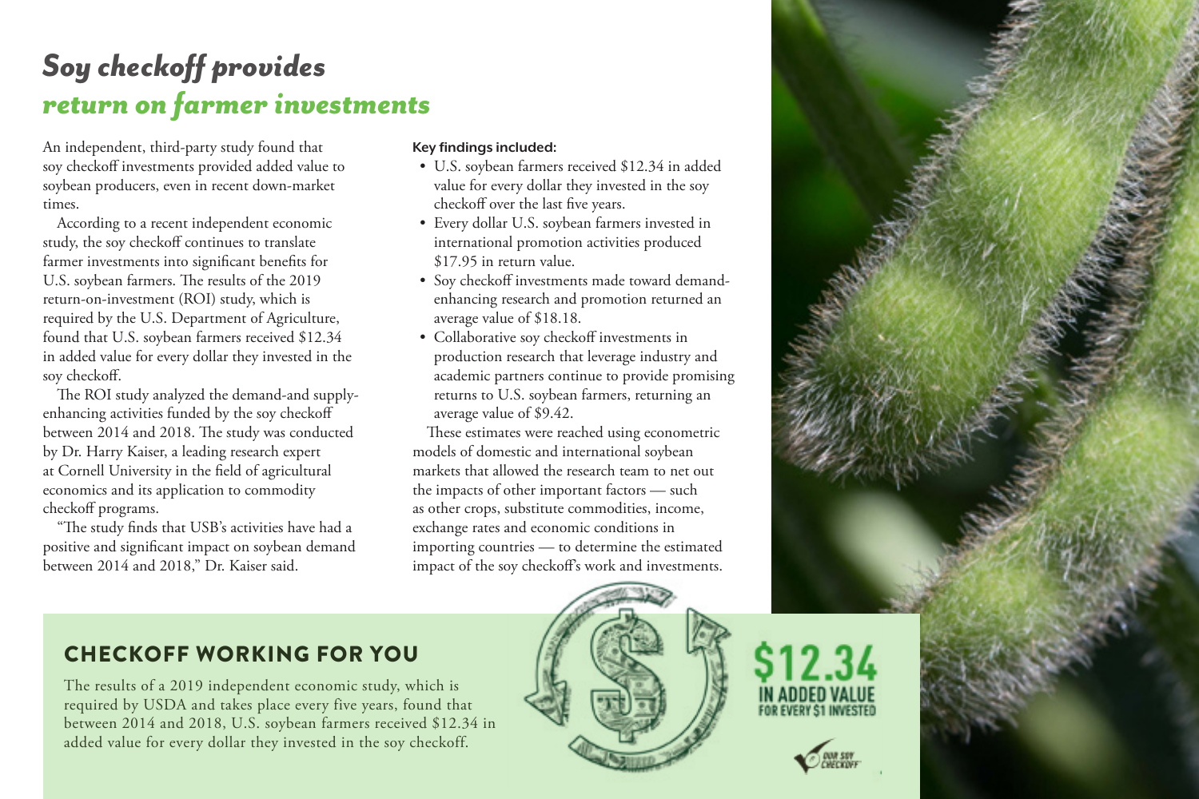# Soy checkoff provides *return on farmer investments*

An independent, third-party study found that soy checkoff investments provided added value to soybean producers, even in recent down-market times.

According to a recent independent economic study, the soy checkoff continues to translate farmer investments into significant benefits for U.S. soybean farmers. The results of the 2019 return-on-investment (ROI) study, which is required by the U.S. Department of Agriculture, found that U.S. soybean farmers received $12.34 in added value for every dollar they invested in the soy checkoff.

The ROI study analyzed the demand-and supply-enhancing activities funded by the soy checkoff between 2014 and 2018. The study was conducted by Dr. Harry Kaiser, a leading research expert at Cornell University in the field of agricultural economics and its application to commodity checkoff programs.

"The study finds that USB's activities have had a positive and significant impact on soybean demand between 2014 and 2018," Dr. Kaiser said.

**Key findings included:**

- U.S. soybean farmers received $12.34 in added value for every dollar they invested in the soy checkoff over the last five years.
- Every dollar U.S. soybean farmers invested in international promotion activities produced $17.95 in return value.
- Soy checkoff investments made toward demand-enhancing research and promotion returned an average value of $18.18.
- Collaborative soy checkoff investments in production research that leverage industry and academic partners continue to provide promising returns to U.S. soybean farmers, returning an average value of $9.42.

These estimates were reached using econometric models of domestic and international soybean markets that allowed the research team to net out the impacts of other important factors — such as other crops, substitute commodities, income, exchange rates and economic conditions in importing countries — to determine the estimated impact of the soy checkoff's work and investments.

## CHECKOFF WORKING FOR YOU

The results of a 2019 independent economic study, which is required by USDA and takes place every five years, found that between 2014 and 2018, U.S. soybean farmers received $12.34 in added value for every dollar they invested in the soy checkoff.

**$12.34**
**IN ADDED VALUE**
**FOR EVERY $1 INVESTED**

OUR SOY CHECKOFF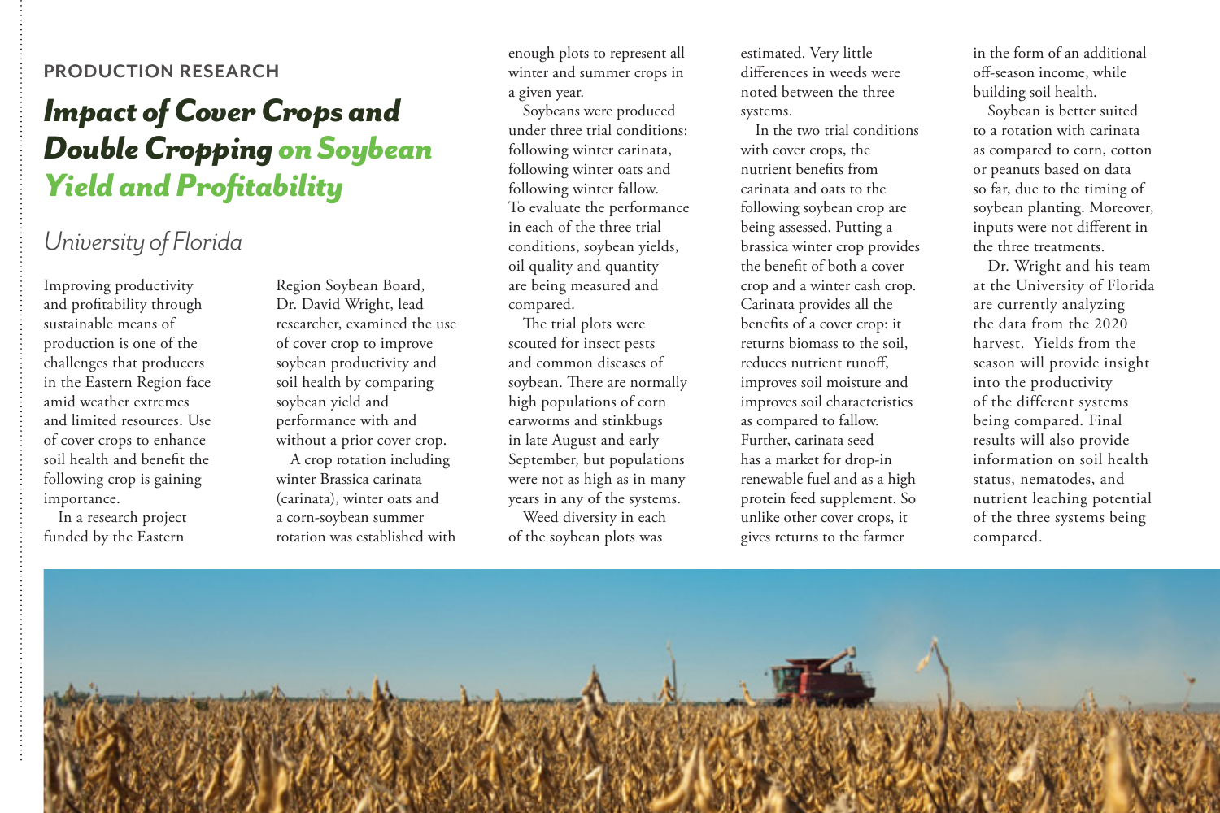PRODUCTION RESEARCH

# *Impact of Cover Crops and Double Cropping on Soybean Yield and Profitability*

## *University of Florida*

Improving productivity and profitability through sustainable means of production is one of the challenges that producers in the Eastern Region face amid weather extremes and limited resources. Use of cover crops to enhance soil health and benefit the following crop is gaining importance.

In a research project funded by the Eastern Region Soybean Board, Dr. David Wright, lead researcher, examined the use of cover crop to improve soybean productivity and soil health by comparing soybean yield and performance with and without a prior cover crop.

A crop rotation including winter Brassica carinata (carinata), winter oats and a corn-soybean summer rotation was established with enough plots to represent all winter and summer crops in a given year.

Soybeans were produced under three trial conditions: following winter carinata, following winter oats and following winter fallow. To evaluate the performance in each of the three trial conditions, soybean yields, oil quality and quantity are being measured and compared.

The trial plots were scouted for insect pests and common diseases of soybean. There are normally high populations of corn earworms and stinkbugs in late August and early September, but populations were not as high as in many years in any of the systems.

Weed diversity in each of the soybean plots was estimated. Very little differences in weeds were noted between the three systems.

In the two trial conditions with cover crops, the nutrient benefits from carinata and oats to the following soybean crop are being assessed. Putting a brassica winter crop provides the benefit of both a cover crop and a winter cash crop. Carinata provides all the benefits of a cover crop: it returns biomass to the soil, reduces nutrient runoff, improves soil moisture and improves soil characteristics as compared to fallow. Further, carinata seed has a market for drop-in renewable fuel and as a high protein feed supplement. So unlike other cover crops, it gives returns to the farmer in the form of an additional off-season income, while building soil health.

Soybean is better suited to a rotation with carinata as compared to corn, cotton or peanuts based on data so far, due to the timing of soybean planting. Moreover, inputs were not different in the three treatments.

Dr. Wright and his team at the University of Florida are currently analyzing the data from the 2020 harvest. Yields from the season will provide insight into the productivity of the different systems being compared. Final results will also provide information on soil health status, nematodes, and nutrient leaching potential of the three systems being compared.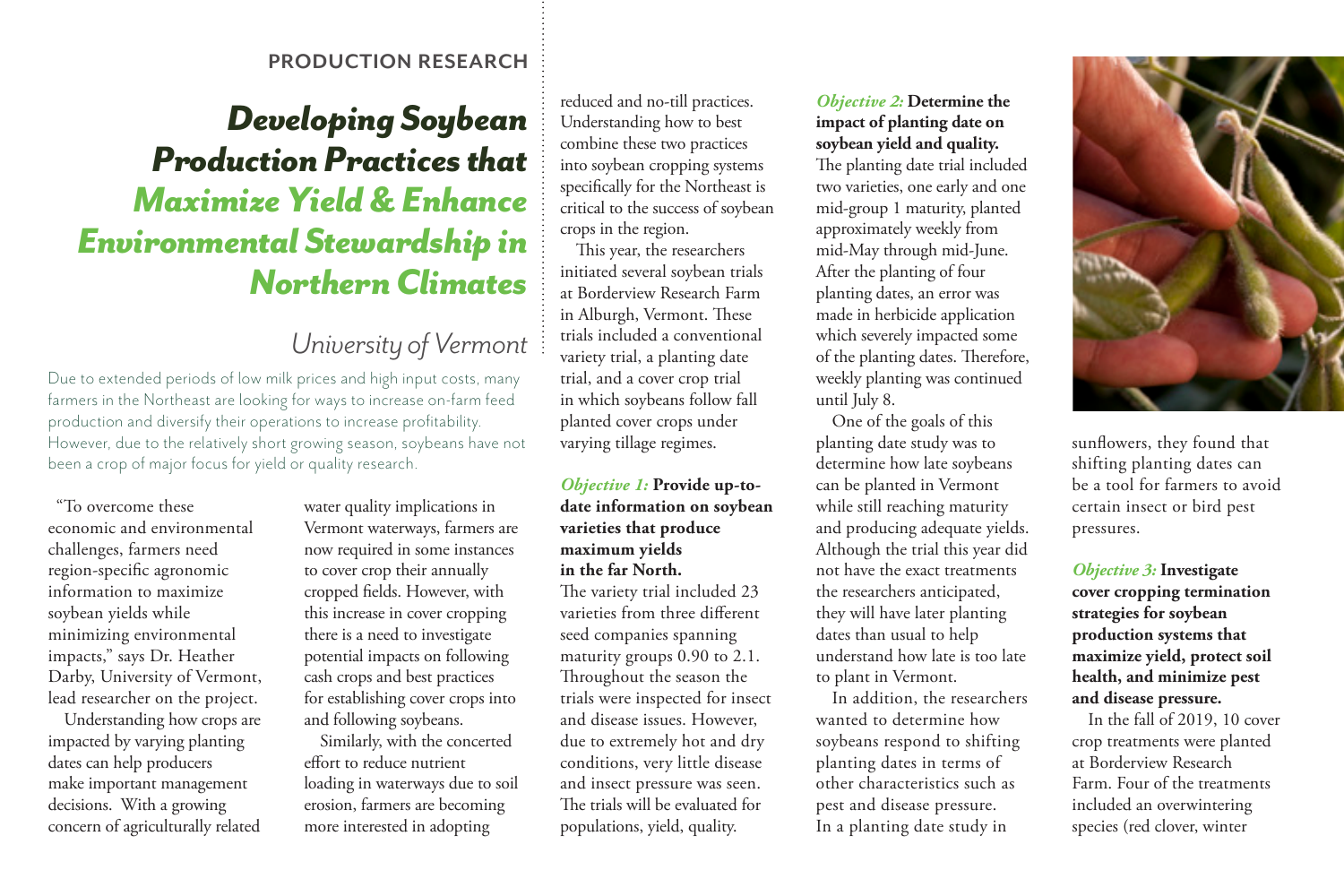PRODUCTION RESEARCH

# *Developing Soybean Production Practices that Maximize Yield & Enhance Environmental Stewardship in Northern Climates*

## *University of Vermont*

Due to extended periods of low milk prices and high input costs, many farmers in the Northeast are looking for ways to increase on-farm feed production and diversify their operations to increase profitability. However, due to the relatively short growing season, soybeans have not been a crop of major focus for yield or quality research.

"To overcome these economic and environmental challenges, farmers need region-specific agronomic information to maximize soybean yields while minimizing environmental impacts," says Dr. Heather Darby, University of Vermont, lead researcher on the project.

Understanding how crops are impacted by varying planting dates can help producers make important management decisions. With a growing concern of agriculturally related water quality implications in Vermont waterways, farmers are now required in some instances to cover crop their annually cropped fields. However, with this increase in cover cropping there is a need to investigate potential impacts on following cash crops and best practices for establishing cover crops into and following soybeans.

Similarly, with the concerted effort to reduce nutrient loading in waterways due to soil erosion, farmers are becoming more interested in adopting reduced and no-till practices. Understanding how to best combine these two practices into soybean cropping systems specifically for the Northeast is critical to the success of soybean crops in the region.

This year, the researchers initiated several soybean trials at Borderview Research Farm in Alburgh, Vermont. These trials included a conventional variety trial, a planting date trial, and a cover crop trial in which soybeans follow fall planted cover crops under varying tillage regimes.

***Objective 1:*** **Provide up-to-date information on soybean varieties that produce maximum yields in the far North.**

The variety trial included 23 varieties from three different seed companies spanning maturity groups 0.90 to 2.1. Throughout the season the trials were inspected for insect and disease issues. However, due to extremely hot and dry conditions, very little disease and insect pressure was seen. The trials will be evaluated for populations, yield, quality.

***Objective 2:*** **Determine the impact of planting date on soybean yield and quality.**

The planting date trial included two varieties, one early and one mid-group 1 maturity, planted approximately weekly from mid-May through mid-June. After the planting of four planting dates, an error was made in herbicide application which severely impacted some of the planting dates. Therefore, weekly planting was continued until July 8.

One of the goals of this planting date study was to determine how late soybeans can be planted in Vermont while still reaching maturity and producing adequate yields. Although the trial this year did not have the exact treatments the researchers anticipated, they will have later planting dates than usual to help understand how late is too late to plant in Vermont.

In addition, the researchers wanted to determine how soybeans respond to shifting planting dates in terms of other characteristics such as pest and disease pressure. In a planting date study in sunflowers, they found that shifting planting dates can be a tool for farmers to avoid certain insect or bird pest pressures.

***Objective 3:*** **Investigate cover cropping termination strategies for soybean production systems that maximize yield, protect soil health, and minimize pest and disease pressure.**

In the fall of 2019, 10 cover crop treatments were planted at Borderview Research Farm. Four of the treatments included an overwintering species (red clover, winter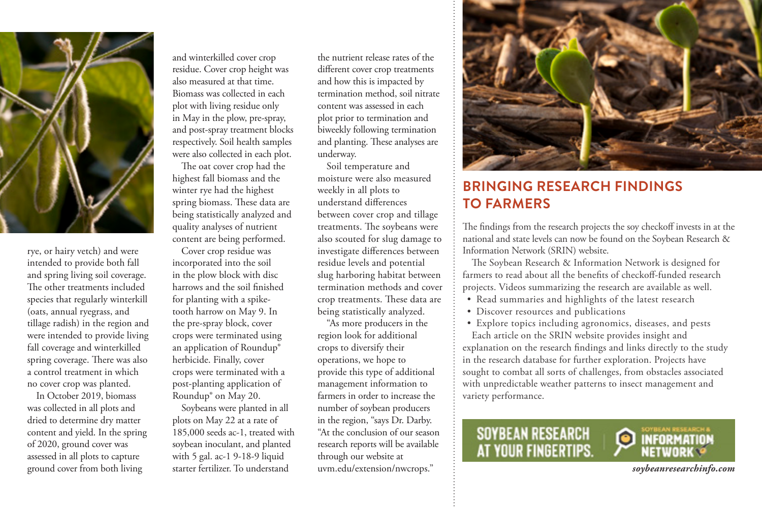rye, or hairy vetch) and were intended to provide both fall and spring living soil coverage. The other treatments included species that regularly winterkill (oats, annual ryegrass, and tillage radish) in the region and were intended to provide living fall coverage and winterkilled spring coverage. There was also a control treatment in which no cover crop was planted.

In October 2019, biomass was collected in all plots and dried to determine dry matter content and yield. In the spring of 2020, ground cover was assessed in all plots to capture ground cover from both living and winterkilled cover crop residue. Cover crop height was also measured at that time. Biomass was collected in each plot with living residue only in May in the plow, pre-spray, and post-spray treatment blocks respectively. Soil health samples were also collected in each plot.

The oat cover crop had the highest fall biomass and the winter rye had the highest spring biomass. These data are being statistically analyzed and quality analyses of nutrient content are being performed.

Cover crop residue was incorporated into the soil in the plow block with disc harrows and the soil finished for planting with a spike-tooth harrow on May 9. In the pre-spray block, cover crops were terminated using an application of Roundup® herbicide. Finally, cover crops were terminated with a post-planting application of Roundup® on May 20.

Soybeans were planted in all plots on May 22 at a rate of 185,000 seeds ac-1, treated with soybean inoculant, and planted with 5 gal. ac-1 9-18-9 liquid starter fertilizer. To understand the nutrient release rates of the different cover crop treatments and how this is impacted by termination method, soil nitrate content was assessed in each plot prior to termination and biweekly following termination and planting. These analyses are underway.

Soil temperature and moisture were also measured weekly in all plots to understand differences between cover crop and tillage treatments. The soybeans were also scouted for slug damage to investigate differences between residue levels and potential slug harboring habitat between termination methods and cover crop treatments. These data are being statistically analyzed.

"As more producers in the region look for additional crops to diversify their operations, we hope to provide this type of additional management information to farmers in order to increase the number of soybean producers in the region, "says Dr. Darby. "At the conclusion of our season research reports will be available through our website at uvm.edu/extension/nwcrops."

## BRINGING RESEARCH FINDINGS TO FARMERS

The findings from the research projects the soy checkoff invests in at the national and state levels can now be found on the Soybean Research & Information Network (SRIN) website.

The Soybean Research & Information Network is designed for farmers to read about all the benefits of checkoff-funded research projects. Videos summarizing the research are available as well.

- Read summaries and highlights of the latest research
- Discover resources and publications
- Explore topics including agronomics, diseases, and pests

Each article on the SRIN website provides insight and explanation on the research findings and links directly to the study in the research database for further exploration. Projects have sought to combat all sorts of challenges, from obstacles associated with unpredictable weather patterns to insect management and variety performance.

SOYBEAN RESEARCH AT YOUR FINGERTIPS. SOYBEAN RESEARCH & INFORMATION NETWORK

*soybeanresearchinfo.com*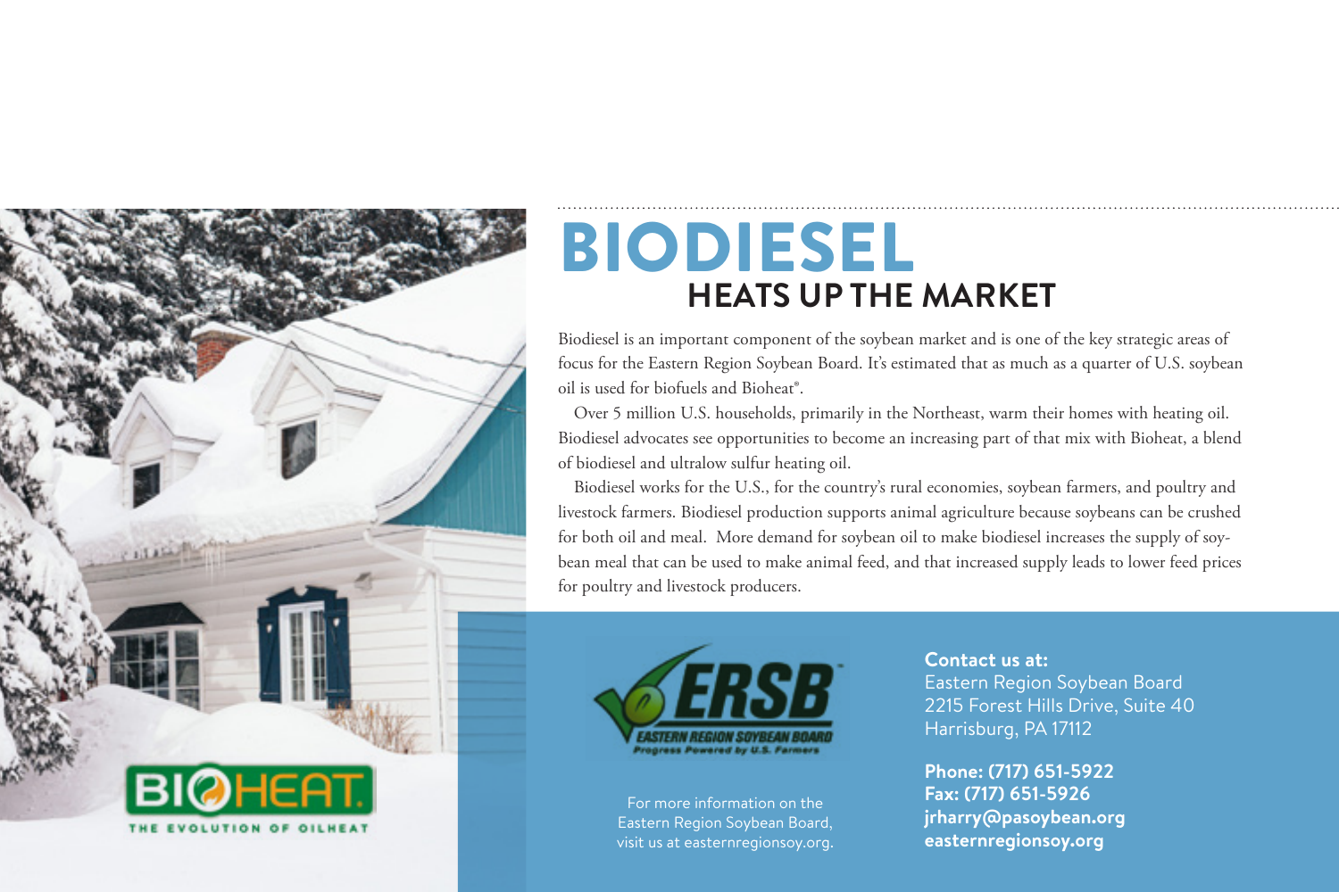# BIODIESEL

## HEATS UP THE MARKET

Biodiesel is an important component of the soybean market and is one of the key strategic areas of focus for the Eastern Region Soybean Board. It's estimated that as much as a quarter of U.S. soybean oil is used for biofuels and Bioheat®.

Over 5 million U.S. households, primarily in the Northeast, warm their homes with heating oil. Biodiesel advocates see opportunities to become an increasing part of that mix with Bioheat, a blend of biodiesel and ultralow sulfur heating oil.

Biodiesel works for the U.S., for the country's rural economies, soybean farmers, and poultry and livestock farmers. Biodiesel production supports animal agriculture because soybeans can be crushed for both oil and meal. More demand for soybean oil to make biodiesel increases the supply of soybean meal that can be used to make animal feed, and that increased supply leads to lower feed prices for poultry and livestock producers.

BIOHEAT
THE EVOLUTION OF OILHEAT

ERSB
EASTERN REGION SOYBEAN BOARD
Progress Powered by U.S. Farmers

For more information on the Eastern Region Soybean Board, visit us at easternregionsoy.org.

**Contact us at:**
Eastern Region Soybean Board
2215 Forest Hills Drive, Suite 40
Harrisburg, PA 17112

**Phone: (717) 651-5922**
**Fax: (717) 651-5926**
**jrharry@pasoybean.org**
**easternregionsoy.org**